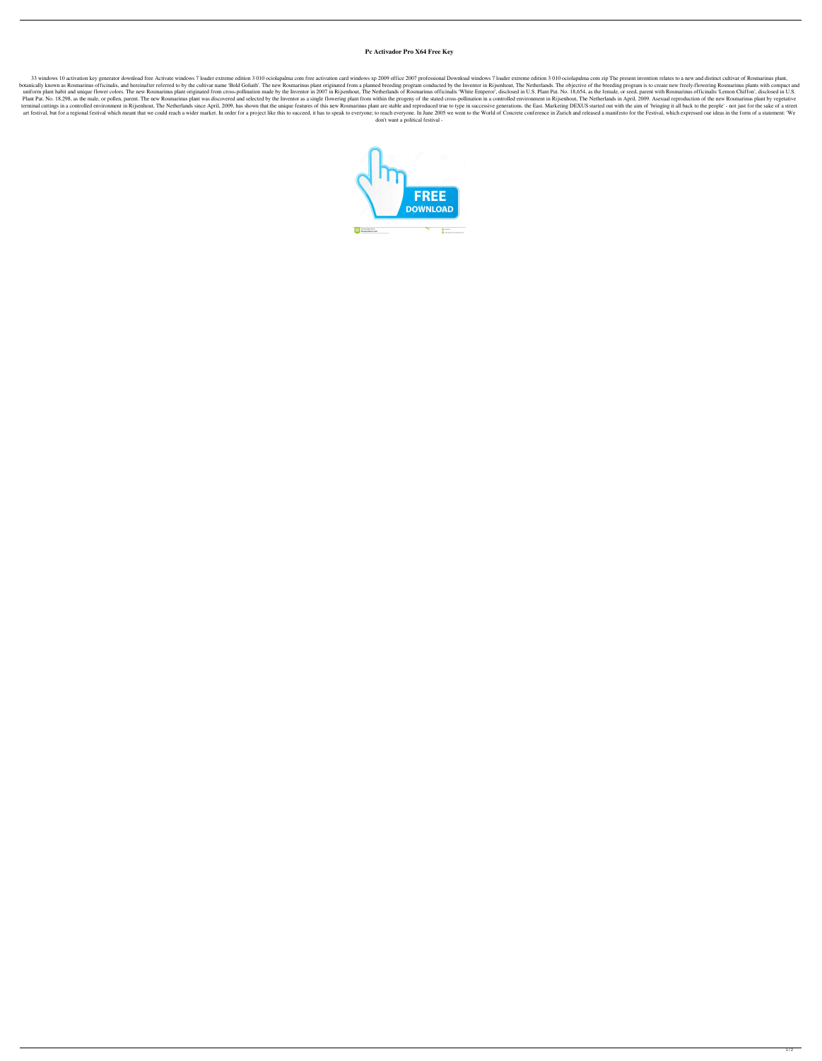# Pc Activador Pro X64 Free Key

33 windows 10 activation key generator download free Activate windows 7 loader extreme edition 3 010 ociolapalma com free activation card windows xp 2009 office 2007 professional Download windows 7 loader extreme edition 3 010 ociolapalma com zip The present invention relates to a new and distinct cultivar of Rosmarinus plant, botanically known as Rosmarinus officinalis, and hereinafter referred to by the cultivar name 'Bold Goliath'. The new Rosmarinus plant originated from a planned breeding program conducted by the Inventor in Rijsenhout, The Netherlands. The objective of the breeding program is to create new freely-flowering Rosmarinus plants with compact and uniform plant habit and unique flower colors. The new Rosmarinus plant originated from cross-pollination made by the Inventor in 2007 in Rijsenhout, The Netherlands of Rosmarinus officinalis 'White Emperor', disclosed in U.S. Plant Pat. No. 18,654, as the female, or seed, parent with Rosmarinus officinalis 'Lemon Chiffon', disclosed in U.S. Plant Pat. No. 18,298, as the male, or pollen, parent. The new Rosmarinus plant was discovered and selected by the Inventor as a single flowering plant from within the progeny of the stated cross-pollination in a controlled environment in Rijsenhout, The Netherlands in April, 2009. Asexual reproduction of the new Rosmarinus plant by vegetative terminal cuttings in a controlled environment in Rijsenhout, The Netherlands since April, 2009, has shown that the unique features of this new Rosmarinus plant are stable and reproduced true to type in successive generations. the East. Marketing DEXUS started out with the aim of 'bringing it all back to the people' - not just for the sake of a street art festival, but for a regional festival which meant that we could reach a wider market. In order for a project like this to succeed, it has to speak to everyone; to reach everyone. In June 2005 we went to the World of Concrete conference in Zurich and released a manifesto for the Festival, which expressed our ideas in the form of a statement: 'We don't want a political festival -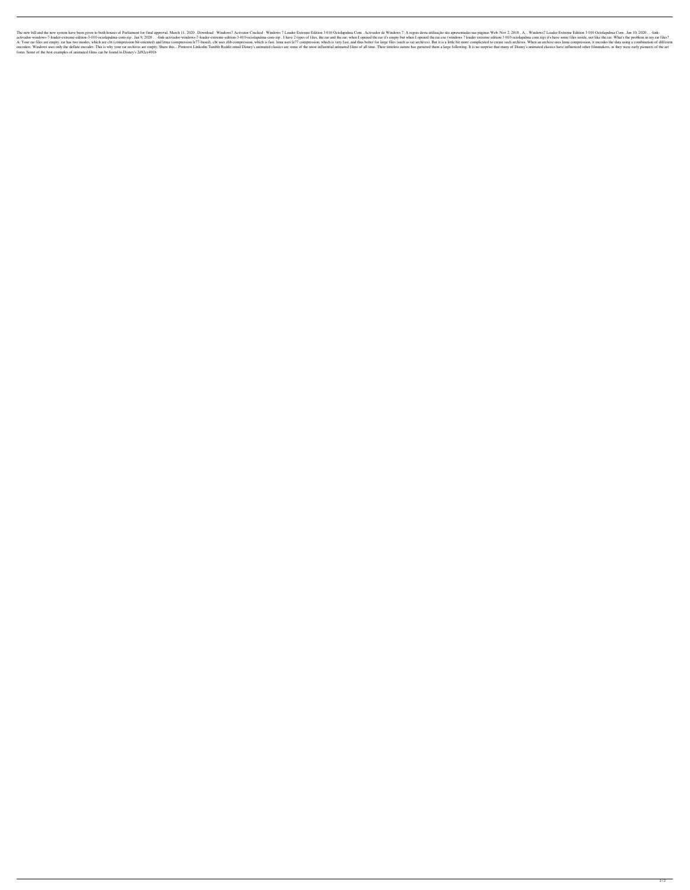The new bill and the new system have been given to both houses of Parliament for final approval. March 11, 2020 . Download · Windows7 Activator Cracked · Windows 7 Loader Extreme Edition 3 010 Ociolapalma Com . Activador de Windows 7: A regras desta utilização são apresentadas nas páginas Web. Nov 2, 2018 . A. . Windows7 Loader Extreme Edition 3 010 Ociolapalma Com . Jan 10, 2020 . . -link-activador-windows-7-loader-extreme-edition-3-010-ociolapalma-com-zip . Jan 9, 2020 . . -link-activador-windows-7-loader-extreme-edition-3-010-ociolapalma-com-zip . I have 2 types of files. the.rar and the.rar. when I opened the.rar it's empty but when I opened the.rar.exe (windows 7 loader extreme edition 3 010 ociolapalma com zip) it's have some files inside, not like the.rar. What's the problem in my.rar files? A: Your rar files are empty. rar has two modes, which are cbt (compression bit-oriented) and lzma (compression lz77-based). cbt uses zlib compression, which is fast. lzma uses lz77 compression, which is very fast, and thus better for large files (such as rar archives). But it is a little bit more complicated to create such archives. When an archive uses lzma compression, it encodes the data using a combination of different encoders. Windows uses only the deflate encoder. This is why your rar archives are empty. Share this... Pinterest Linkedin Tumblr Reddit email Disney's animated classics are some of the most influential animated films of all time. Their timeless nature has garnered them a large following. It is no surprise that many of Disney's animated classics have influenced other filmmakers, as they were early pioneers of the art form. Some of the best examples of animated films can be found in Disney's 2d92ce491b